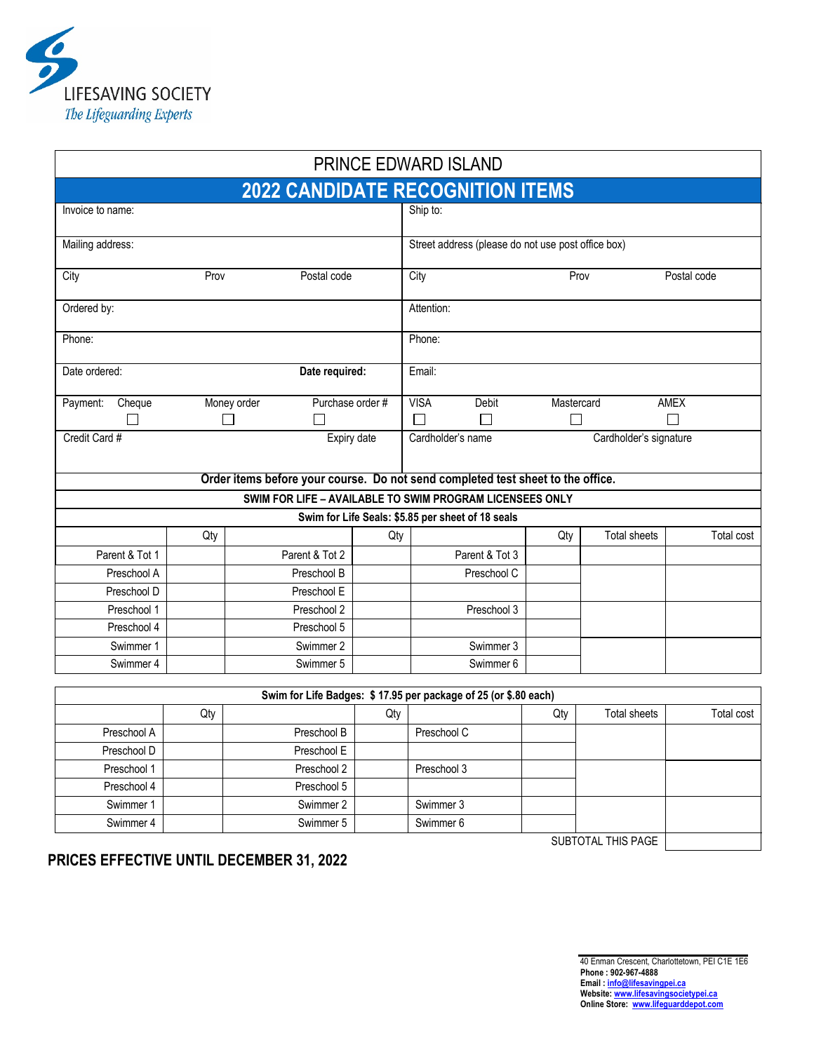LIFESAVING SOCIETY
*The Lifeguarding Experts*

# PRINCE EDWARD ISLAND

## 2022 CANDIDATE RECOGNITION ITEMS

| | |
|---|---|
| Invoice to name: | Ship to: |
| Mailing address: | Street address (please do not use post office box) |
| City Prov Postal code | City Prov Postal code |
| Ordered by: | Attention: |
| Phone: | Phone: |
| Date ordered: **Date required:** | Email: |
| Payment: Cheque ☐ Money order ☐ Purchase order # ☐ | VISA ☐ Debit ☐ Mastercard ☐ AMEX ☐ |
| Credit Card # Expiry date | Cardholder's name Cardholder's signature |

**Order items before your course. Do not send completed test sheet to the office.**

**SWIM FOR LIFE – AVAILABLE TO SWIM PROGRAM LICENSEES ONLY**

**Swim for Life Seals: $5.85 per sheet of 18 seals**

| | Qty | | Qty | | Qty | Total sheets | Total cost |
|---|---|---|---|---|---|---|---|
| Parent & Tot 1 | | Parent & Tot 2 | | Parent & Tot 3 | | | |
| Preschool A | | Preschool B | | Preschool C | | | |
| Preschool D | | Preschool E | | | | | |
| Preschool 1 | | Preschool 2 | | Preschool 3 | | | |
| Preschool 4 | | Preschool 5 | | | | | |
| Swimmer 1 | | Swimmer 2 | | Swimmer 3 | | | |
| Swimmer 4 | | Swimmer 5 | | Swimmer 6 | | | |

**Swim for Life Badges: $ 17.95 per package of 25 (or $.80 each)**

| | Qty | | Qty | | Qty | Total sheets | Total cost |
|---|---|---|---|---|---|---|---|
| Preschool A | | Preschool B | | Preschool C | | | |
| Preschool D | | Preschool E | | | | | |
| Preschool 1 | | Preschool 2 | | Preschool 3 | | | |
| Preschool 4 | | Preschool 5 | | | | | |
| Swimmer 1 | | Swimmer 2 | | Swimmer 3 | | | |
| Swimmer 4 | | Swimmer 5 | | Swimmer 6 | | | |
| | | | | | | SUBTOTAL THIS PAGE | |

**PRICES EFFECTIVE UNTIL DECEMBER 31, 2022**

40 Enman Crescent, Charlottetown, PEI C1E 1E6
**Phone : 902-967-4888**
**Email : info@lifesavingpei.ca**
**Website: www.lifesavingsocietypei.ca**
**Online Store: www.lifeguarddepot.com**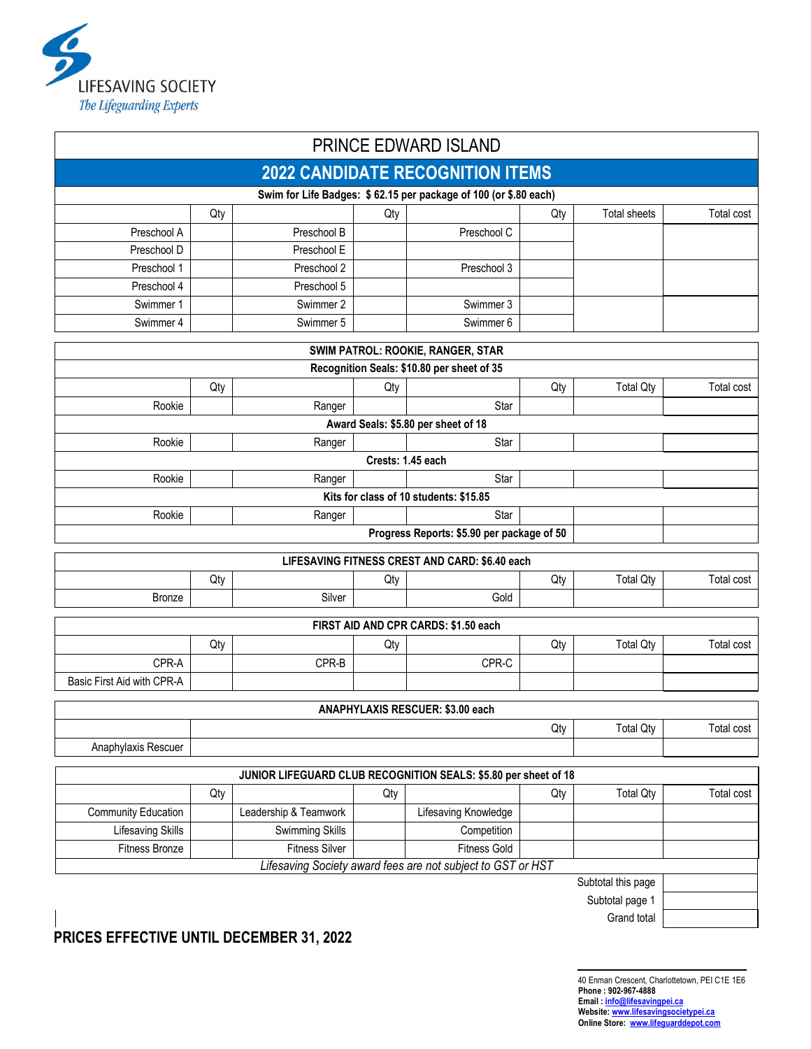LIFESAVING SOCIETY
*The Lifeguarding Experts*

# PRINCE EDWARD ISLAND

## 2022 CANDIDATE RECOGNITION ITEMS

**Swim for Life Badges: $ 62.15 per package of 100 (or $.80 each)**

| | Qty | | Qty | | Qty | Total sheets | Total cost |
|---|---|---|---|---|---|---|---|
| Preschool A | | Preschool B | | Preschool C | | | |
| Preschool D | | Preschool E | | | | | |
| Preschool 1 | | Preschool 2 | | Preschool 3 | | | |
| Preschool 4 | | Preschool 5 | | | | | |
| Swimmer 1 | | Swimmer 2 | | Swimmer 3 | | | |
| Swimmer 4 | | Swimmer 5 | | Swimmer 6 | | | |

**SWIM PATROL: ROOKIE, RANGER, STAR**

| | Qty | | Qty | | Qty | Total Qty | Total cost |
|---|---|---|---|---|---|---|---|
| **Recognition Seals: $10.80 per sheet of 35** | | | | | | | |
| Rookie | | Ranger | | Star | | | |
| **Award Seals: $5.80 per sheet of 18** | | | | | | | |
| Rookie | | Ranger | | Star | | | |
| **Crests: 1.45 each** | | | | | | | |
| Rookie | | Ranger | | Star | | | |
| **Kits for class of 10 students: $15.85** | | | | | | | |
| Rookie | | Ranger | | Star | | | |
| **Progress Reports: $5.90 per package of 50** | | | | | | | |

**LIFESAVING FITNESS CREST AND CARD: $6.40 each**

| | Qty | | Qty | | Qty | Total Qty | Total cost |
|---|---|---|---|---|---|---|---|
| Bronze | | Silver | | Gold | | | |

**FIRST AID AND CPR CARDS: $1.50 each**

| | Qty | | Qty | | Qty | Total Qty | Total cost |
|---|---|---|---|---|---|---|---|
| CPR-A | | CPR-B | | CPR-C | | | |
| Basic First Aid with CPR-A | | | | | | | |

**ANAPHYLAXIS RESCUER: $3.00 each**

| | Qty | Total Qty | Total cost |
|---|---|---|---|
| Anaphylaxis Rescuer | | | |

**JUNIOR LIFEGUARD CLUB RECOGNITION SEALS: $5.80 per sheet of 18**

| | Qty | | Qty | | Qty | Total Qty | Total cost |
|---|---|---|---|---|---|---|---|
| Community Education | | Leadership & Teamwork | | Lifesaving Knowledge | | | |
| Lifesaving Skills | | Swimming Skills | | Competition | | | |
| Fitness Bronze | | Fitness Silver | | Fitness Gold | | | |

*Lifesaving Society award fees are not subject to GST or HST*

| | |
|---|---|
| Subtotal this page | |
| Subtotal page 1 | |
| Grand total | |

**PRICES EFFECTIVE UNTIL DECEMBER 31, 2022**

40 Enman Crescent, Charlottetown, PEI C1E 1E6
**Phone : 902-967-4888**
**Email : info@lifesavingpei.ca**
**Website: www.lifesavingsocietypei.ca**
**Online Store: www.lifeguarddepot.com**